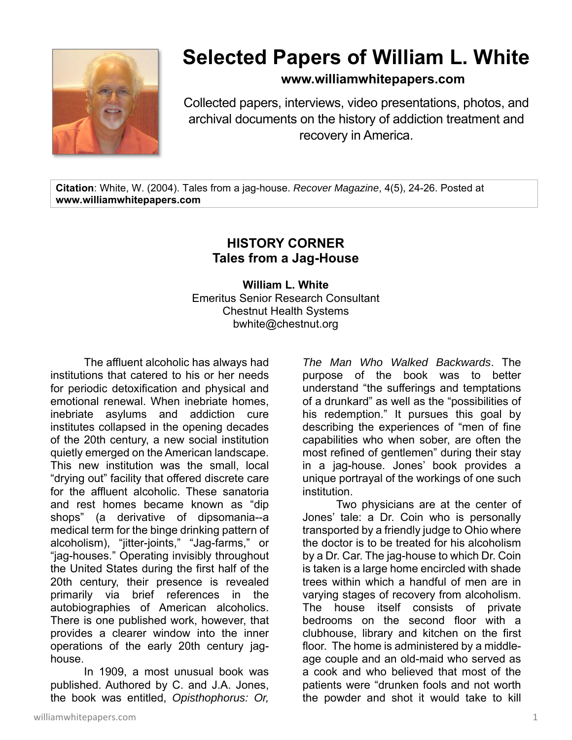# Selected Papers of William L. White

**www.williamwhitepapers.com**

Collected papers, interviews, video presentations, photos, and archival documents on the history of addiction treatment and recovery in America.

**Citation**: White, W. (2004). Tales from a jag-house. *Recover Magazine*, 4(5), 24-26. Posted at **www.williamwhitepapers.com**

## HISTORY CORNER
## Tales from a Jag-House

**William L. White**
Emeritus Senior Research Consultant
Chestnut Health Systems
bwhite@chestnut.org

The affluent alcoholic has always had institutions that catered to his or her needs for periodic detoxification and physical and emotional renewal. When inebriate homes, inebriate asylums and addiction cure institutes collapsed in the opening decades of the 20th century, a new social institution quietly emerged on the American landscape. This new institution was the small, local "drying out" facility that offered discrete care for the affluent alcoholic. These sanatoria and rest homes became known as "dip shops" (a derivative of dipsomania--a medical term for the binge drinking pattern of alcoholism), "jitter-joints," "Jag-farms," or "jag-houses." Operating invisibly throughout the United States during the first half of the 20th century, their presence is revealed primarily via brief references in the autobiographies of American alcoholics. There is one published work, however, that provides a clearer window into the inner operations of the early 20th century jag-house.

In 1909, a most unusual book was published. Authored by C. and J.A. Jones, the book was entitled, *Opisthophorus: Or, The Man Who Walked Backwards*. The purpose of the book was to better understand "the sufferings and temptations of a drunkard" as well as the "possibilities of his redemption." It pursues this goal by describing the experiences of "men of fine capabilities who when sober, are often the most refined of gentlemen" during their stay in a jag-house. Jones' book provides a unique portrayal of the workings of one such institution.

Two physicians are at the center of Jones' tale: a Dr. Coin who is personally transported by a friendly judge to Ohio where the doctor is to be treated for his alcoholism by a Dr. Car. The jag-house to which Dr. Coin is taken is a large home encircled with shade trees within which a handful of men are in varying stages of recovery from alcoholism. The house itself consists of private bedrooms on the second floor with a clubhouse, library and kitchen on the first floor. The home is administered by a middle-age couple and an old-maid who served as a cook and who believed that most of the patients were "drunken fools and not worth the powder and shot it would take to kill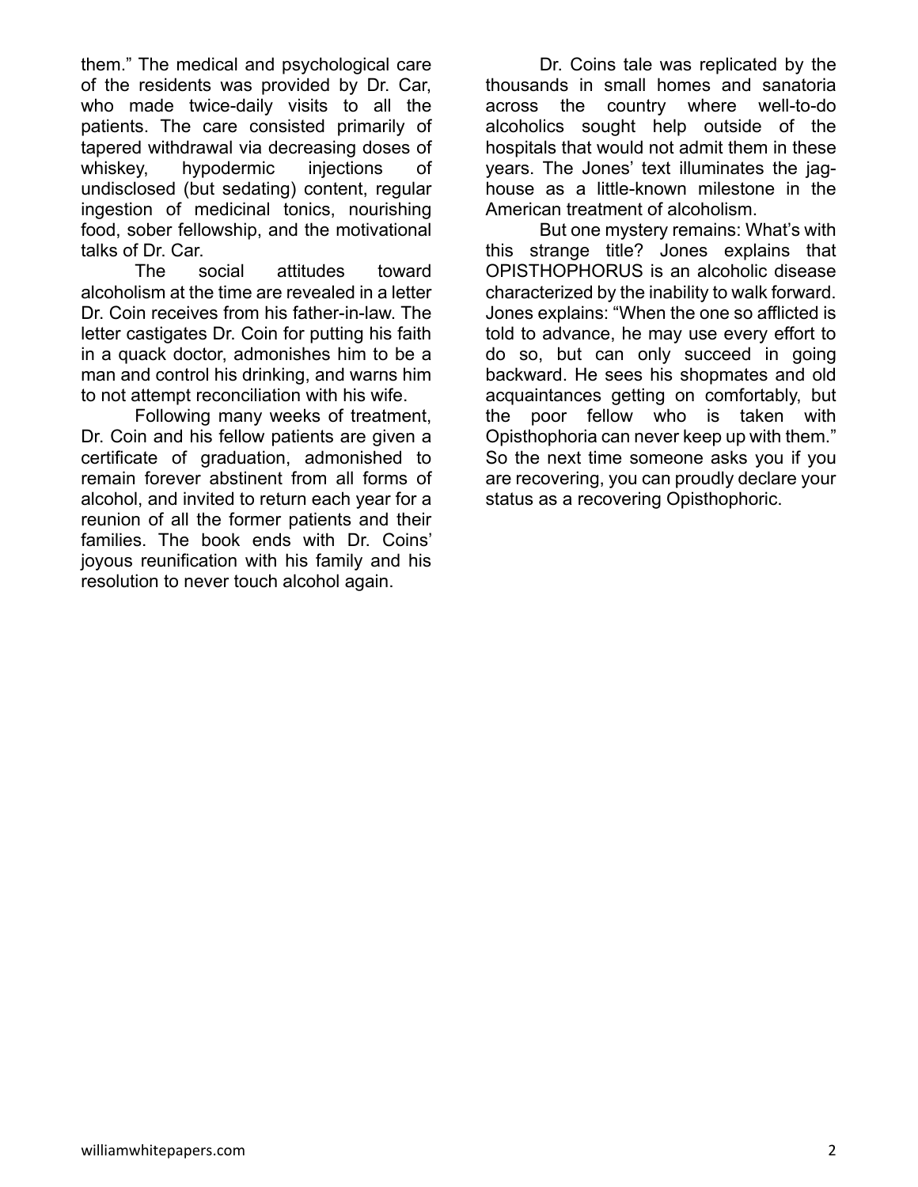them." The medical and psychological care of the residents was provided by Dr. Car, who made twice-daily visits to all the patients. The care consisted primarily of tapered withdrawal via decreasing doses of whiskey, hypodermic injections of undisclosed (but sedating) content, regular ingestion of medicinal tonics, nourishing food, sober fellowship, and the motivational talks of Dr. Car.

The social attitudes toward alcoholism at the time are revealed in a letter Dr. Coin receives from his father-in-law. The letter castigates Dr. Coin for putting his faith in a quack doctor, admonishes him to be a man and control his drinking, and warns him to not attempt reconciliation with his wife.

Following many weeks of treatment, Dr. Coin and his fellow patients are given a certificate of graduation, admonished to remain forever abstinent from all forms of alcohol, and invited to return each year for a reunion of all the former patients and their families. The book ends with Dr. Coins' joyous reunification with his family and his resolution to never touch alcohol again.

Dr. Coins tale was replicated by the thousands in small homes and sanatoria across the country where well-to-do alcoholics sought help outside of the hospitals that would not admit them in these years. The Jones' text illuminates the jag-house as a little-known milestone in the American treatment of alcoholism.

But one mystery remains: What's with this strange title? Jones explains that OPISTHOPHORUS is an alcoholic disease characterized by the inability to walk forward. Jones explains: "When the one so afflicted is told to advance, he may use every effort to do so, but can only succeed in going backward. He sees his shopmates and old acquaintances getting on comfortably, but the poor fellow who is taken with Opisthophoria can never keep up with them." So the next time someone asks you if you are recovering, you can proudly declare your status as a recovering Opisthophoric.